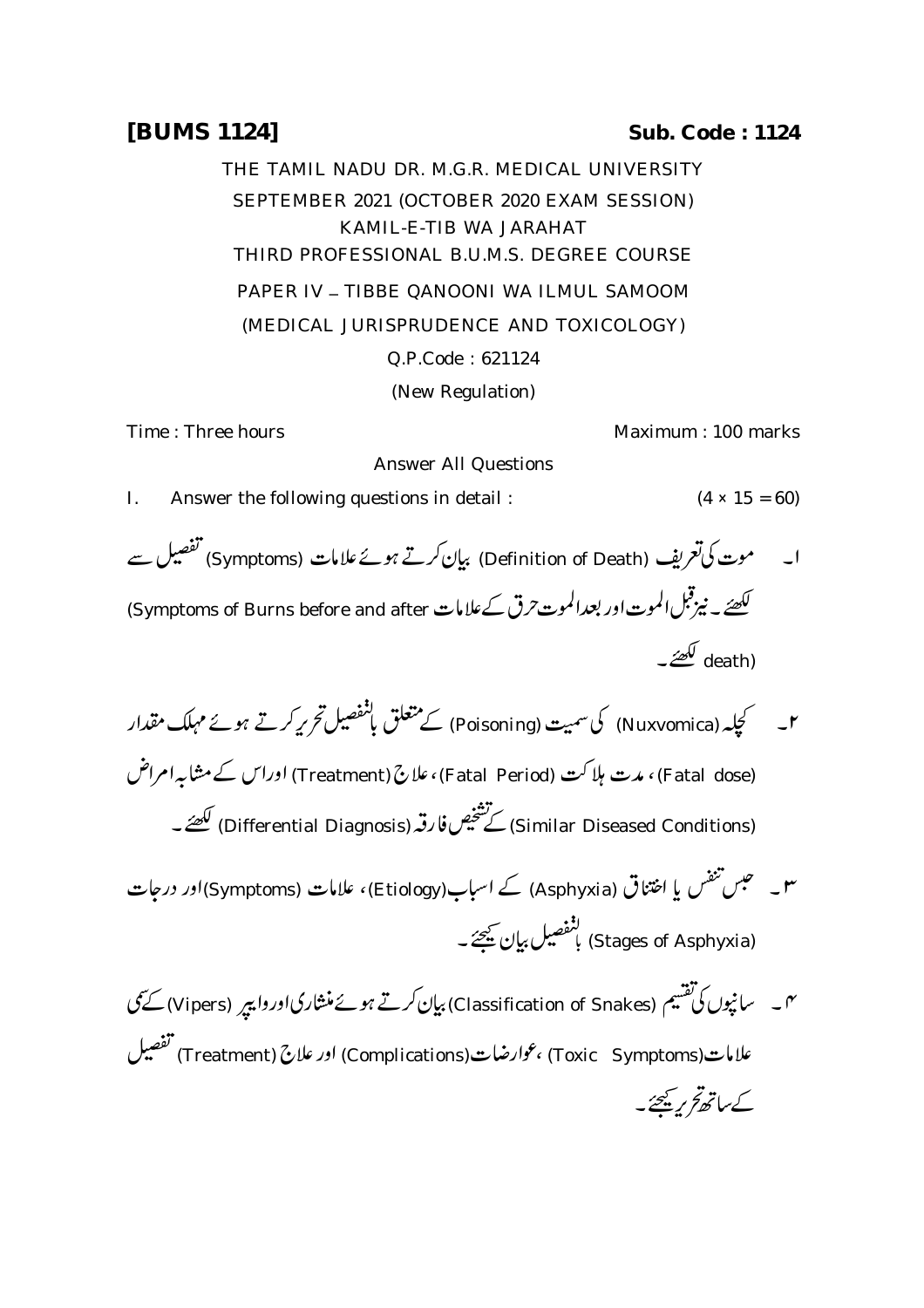**[BUMS 1124]** **Sub. Code : 1124**

THE TAMIL NADU DR. M.G.R. MEDICAL UNIVERSITY

SEPTEMBER 2021 (OCTOBER 2020 EXAM SESSION)

KAMIL-E-TIB WA JARAHAT

THIRD PROFESSIONAL B.U.M.S. DEGREE COURSE

PAPER IV – TIBBE QANOONI WA ILMUL SAMOOM

(MEDICAL JURISPRUDENCE AND TOXICOLOGY)

Q.P.Code : 621124

(New Regulation)

Time : Three hours Maximum : 100 marks

Answer All Questions

I. Answer the following questions in detail : (4 × 15 = 60)

۱۔ موت کی تعریف (Definition of Death) بیان کرتے ہوئے علامات (Symptoms) تفصیل سے لکھئے۔ نیز قبل الموت اور بعد الموت حرق کے علامات (Symptoms of Burns before and after death) لکھئے۔

۲۔ کچلہ (Nuxvomica) کی سمیت (Poisoning) کے متعلق بالتفصیل تحریر کرتے ہوئے مہلک مقدار (Fatal dose)، مدت ہلاکت (Fatal Period)، علاج (Treatment) اور اس کے مشابہ امراض (Similar Diseased Conditions) کے تشخیص فارقہ (Differential Diagnosis) لکھئے۔

۳۔ حبس تنفس یا اختناق (Asphyxia) کے اسباب (Etiology)، علامات (Symptoms) اور درجات (Stages of Asphyxia) بالتفصیل بیان کیجئے۔

۴۔ سانپوں کی تقسیم (Classification of Snakes) بیان کرتے ہوئے منشاری اور وایپر (Vipers) کے سمی علامات (Toxic Symptoms)، عوارضات (Complications) اور علاج (Treatment) تفصیل کے ساتھ تحریر کیجئے۔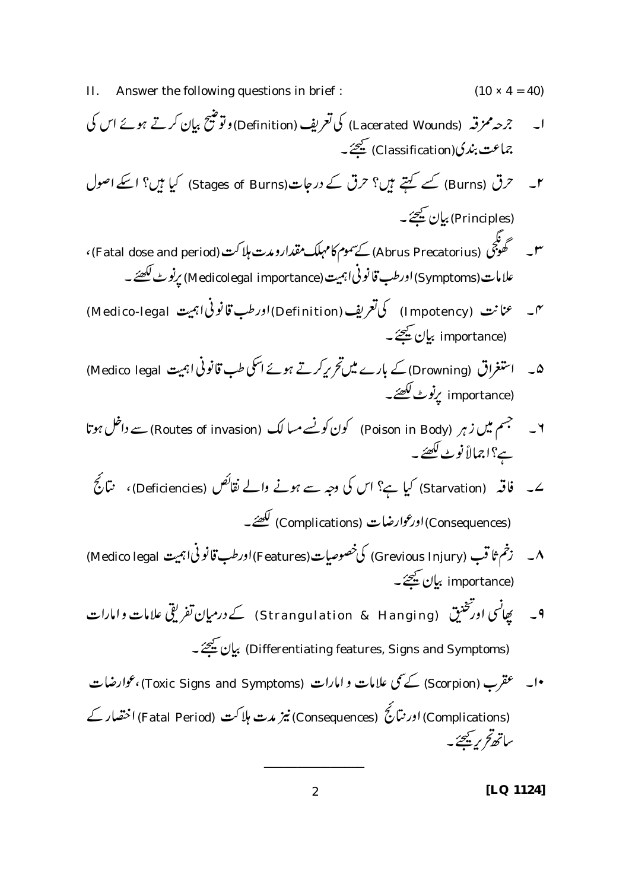II. Answer the following questions in brief : (10 × 4 = 40)

۱۔ جرحہ ممزقہ (Lacerated Wounds) کی تعریف (Definition) و توضیح بیان کرتے ہوئے اس کی جماعت بندی(Classification) کیجئے۔

۲۔ حرق (Burns) کسے کہتے ہیں؟ حرق کے درجات(Stages of Burns) کیا ہیں؟ اسکے اصول (Principles) بیان کیجئے۔

۳۔ گھونگچی (Abrus Precatorius) کے سموم کا مہلک مقدار و مدت ہلاکت (Fatal dose and period)، علامات(Symptoms) اور طب قانونی اہمیت (Medicolegal importance) پر نوٹ لکھئے۔

۴۔ عنانت (Impotency) کی تعریف (Definition) اور طب قانونی اہمیت (Medico-legal importance) بیان کیجئے۔

۵۔ استغراق (Drowning) کے بارے میں تحریر کرتے ہوئے اسکی طب قانونی اہمیت (Medico legal importance) پر نوٹ لکھئے۔

۶۔ جسم میں زہر (Poison in Body) کون کونسے مسالک (Routes of invasion) سے داخل ہوتا ہے؟ اجمالاً نوٹ لکھئے۔

۷۔ فاقہ (Starvation) کیا ہے؟ اس کی وجہ سے ہونے والے نقائص (Deficiencies)، نتائج (Consequences) اور عوارضات (Complications) لکھئے۔

۸۔ زخم ثاقب (Grevious Injury) کی خصوصیات(Features) اور طب قانونی اہمیت (Medico legal importance) بیان کیجئے۔

۹۔ پھانسی اور تخنیق (Strangulation & Hanging) کے درمیان تفریقی علامات و امارات (Differentiating features, Signs and Symptoms) بیان کیجئے۔

۱۰۔ عقرب (Scorpion) کے سمی علامات و امارات (Toxic Signs and Symptoms)، عوارضات (Complications) اور نتائج (Consequences) نیز مدت ہلاکت (Fatal Period) اختصار کے ساتھ تحریر کیجئے۔

---

[LQ 1124]